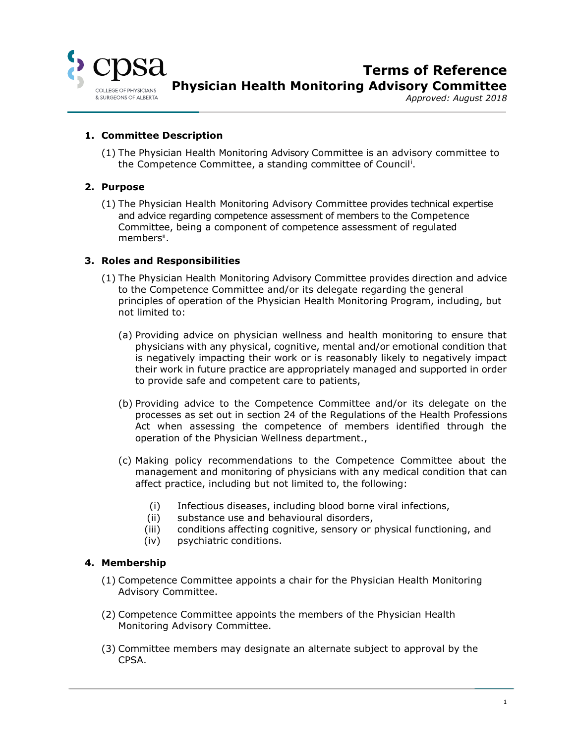# Terms of Reference
## Physician Health Monitoring Advisory Committee

*Approved: August 2018*

### 1. Committee Description

(1) The Physician Health Monitoring Advisory Committee is an advisory committee to the Competence Committee, a standing committee of Council[i].

### 2. Purpose

(1) The Physician Health Monitoring Advisory Committee provides technical expertise and advice regarding competence assessment of members to the Competence Committee, being a component of competence assessment of regulated members[ii].

### 3. Roles and Responsibilities

(1) The Physician Health Monitoring Advisory Committee provides direction and advice to the Competence Committee and/or its delegate regarding the general principles of operation of the Physician Health Monitoring Program, including, but not limited to:

(a) Providing advice on physician wellness and health monitoring to ensure that physicians with any physical, cognitive, mental and/or emotional condition that is negatively impacting their work or is reasonably likely to negatively impact their work in future practice are appropriately managed and supported in order to provide safe and competent care to patients,

(b) Providing advice to the Competence Committee and/or its delegate on the processes as set out in section 24 of the Regulations of the Health Professions Act when assessing the competence of members identified through the operation of the Physician Wellness department.,

(c) Making policy recommendations to the Competence Committee about the management and monitoring of physicians with any medical condition that can affect practice, including but not limited to, the following:

(i) Infectious diseases, including blood borne viral infections,
(ii) substance use and behavioural disorders,
(iii) conditions affecting cognitive, sensory or physical functioning, and
(iv) psychiatric conditions.

### 4. Membership

(1) Competence Committee appoints a chair for the Physician Health Monitoring Advisory Committee.

(2) Competence Committee appoints the members of the Physician Health Monitoring Advisory Committee.

(3) Committee members may designate an alternate subject to approval by the CPSA.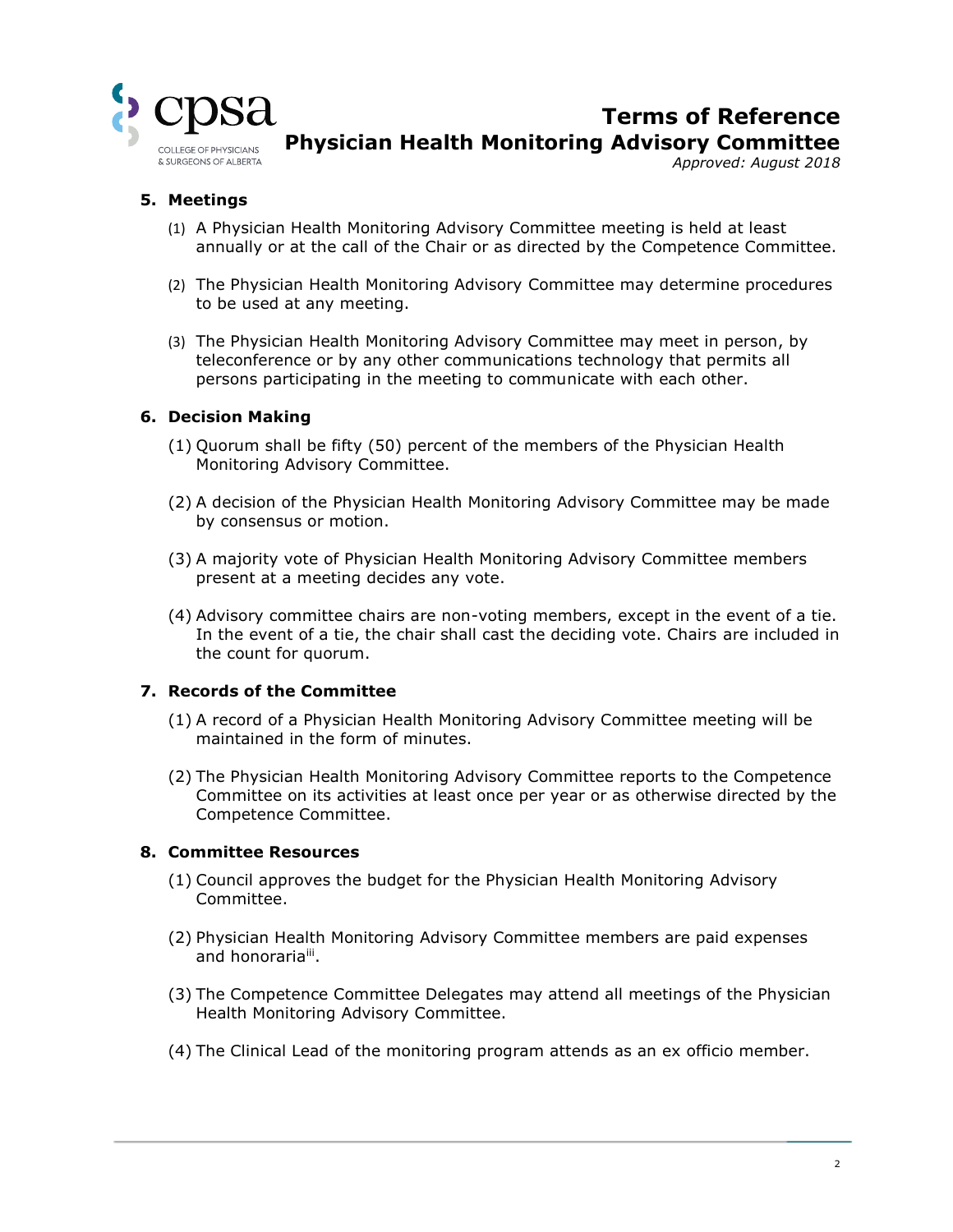## 5. Meetings

(1) A Physician Health Monitoring Advisory Committee meeting is held at least annually or at the call of the Chair or as directed by the Competence Committee.

(2) The Physician Health Monitoring Advisory Committee may determine procedures to be used at any meeting.

(3) The Physician Health Monitoring Advisory Committee may meet in person, by teleconference or by any other communications technology that permits all persons participating in the meeting to communicate with each other.

## 6. Decision Making

(1) Quorum shall be fifty (50) percent of the members of the Physician Health Monitoring Advisory Committee.

(2) A decision of the Physician Health Monitoring Advisory Committee may be made by consensus or motion.

(3) A majority vote of Physician Health Monitoring Advisory Committee members present at a meeting decides any vote.

(4) Advisory committee chairs are non-voting members, except in the event of a tie. In the event of a tie, the chair shall cast the deciding vote. Chairs are included in the count for quorum.

## 7. Records of the Committee

(1) A record of a Physician Health Monitoring Advisory Committee meeting will be maintained in the form of minutes.

(2) The Physician Health Monitoring Advisory Committee reports to the Competence Committee on its activities at least once per year or as otherwise directed by the Competence Committee.

## 8. Committee Resources

(1) Council approves the budget for the Physician Health Monitoring Advisory Committee.

(2) Physician Health Monitoring Advisory Committee members are paid expenses and honoraria[iii].

(3) The Competence Committee Delegates may attend all meetings of the Physician Health Monitoring Advisory Committee.

(4) The Clinical Lead of the monitoring program attends as an ex officio member.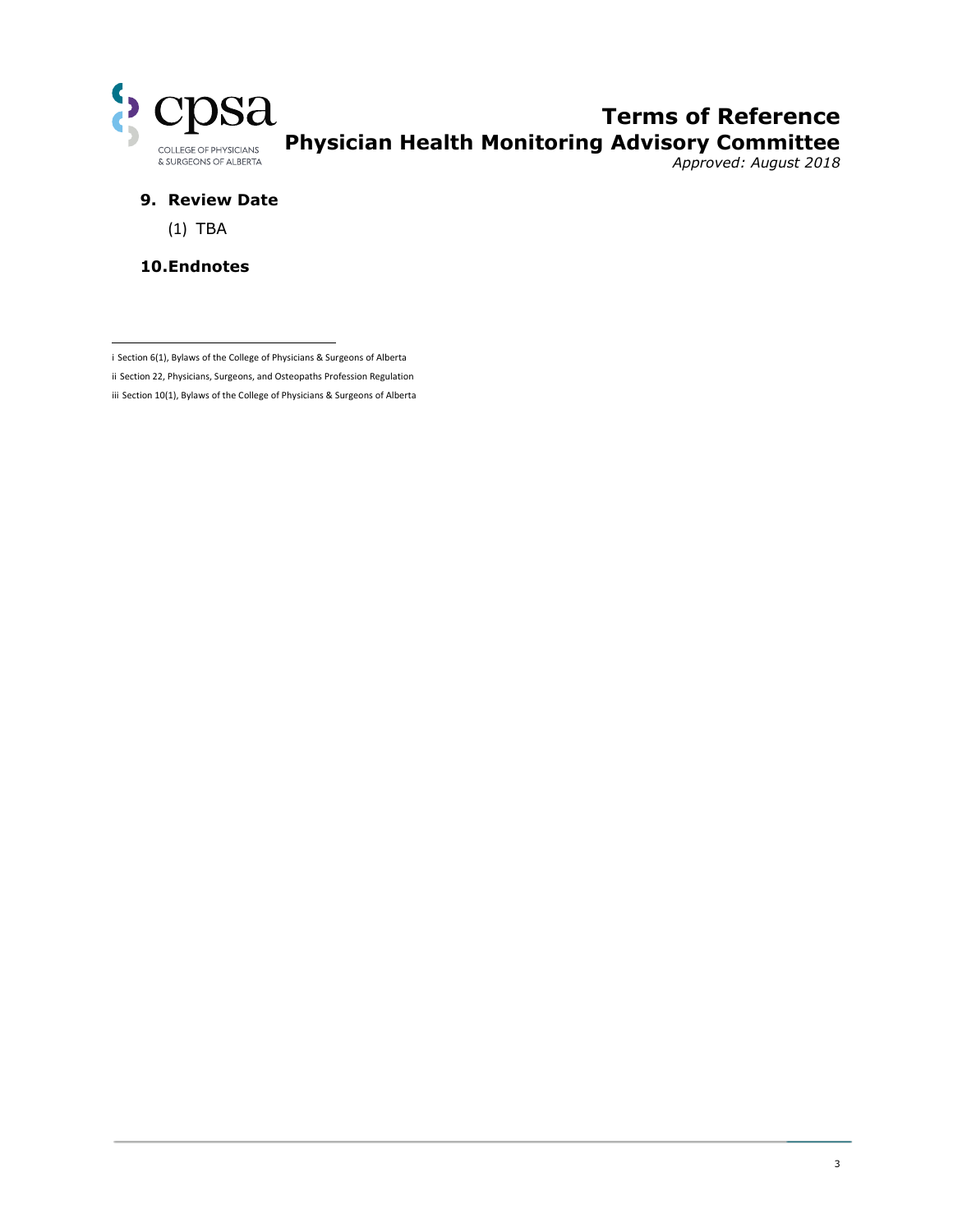## 9. Review Date

(1) TBA

## 10. Endnotes

---

i Section 6(1), Bylaws of the College of Physicians & Surgeons of Alberta

ii Section 22, Physicians, Surgeons, and Osteopaths Profession Regulation

iii Section 10(1), Bylaws of the College of Physicians & Surgeons of Alberta